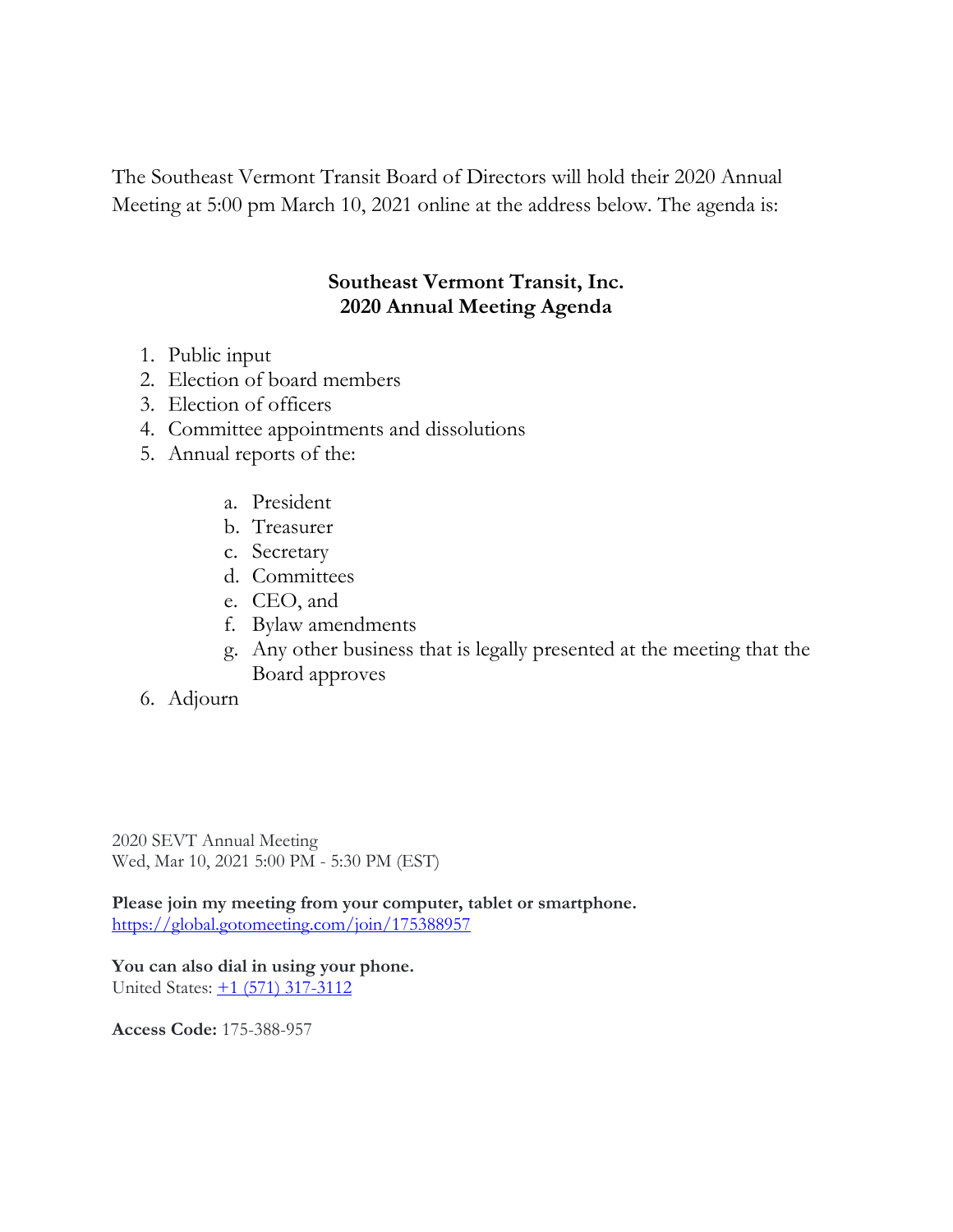The Southeast Vermont Transit Board of Directors will hold their 2020 Annual Meeting at 5:00 pm March 10, 2021 online at the address below. The agenda is:

**Southeast Vermont Transit, Inc.**
**2020 Annual Meeting Agenda**

1. Public input
2. Election of board members
3. Election of officers
4. Committee appointments and dissolutions
5. Annual reports of the:
    a. President
    b. Treasurer
    c. Secretary
    d. Committees
    e. CEO, and
    f. Bylaw amendments
    g. Any other business that is legally presented at the meeting that the Board approves
6. Adjourn

2020 SEVT Annual Meeting
Wed, Mar 10, 2021 5:00 PM - 5:30 PM (EST)

**Please join my meeting from your computer, tablet or smartphone.**
[https://global.gotomeeting.com/join/175388957](https://global.gotomeeting.com/join/175388957)

**You can also dial in using your phone.**
United States: +1 (571) 317-3112

**Access Code:** 175-388-957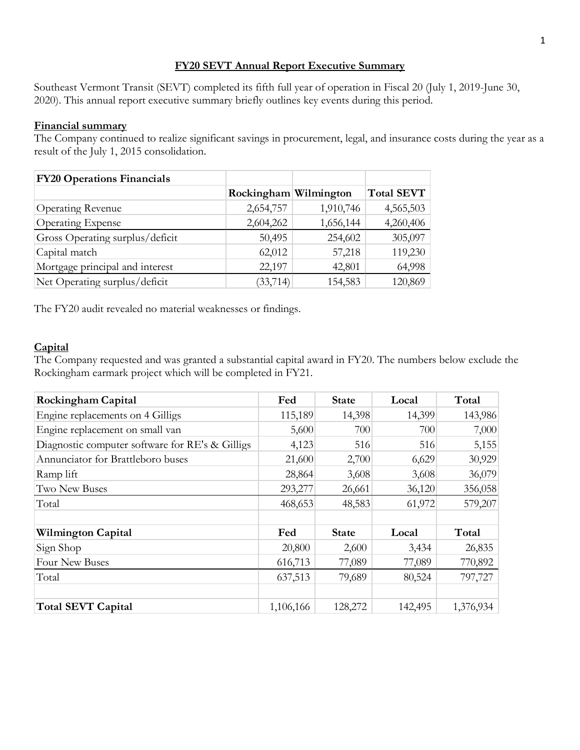## FY20 SEVT Annual Report Executive Summary

Southeast Vermont Transit (SEVT) completed its fifth full year of operation in Fiscal 20 (July 1, 2019-June 30, 2020). This annual report executive summary briefly outlines key events during this period.

### Financial summary

The Company continued to realize significant savings in procurement, legal, and insurance costs during the year as a result of the July 1, 2015 consolidation.

| FY20 Operations Financials | Rockingham | Wilmington | Total SEVT |
|---|---|---|---|
| Operating Revenue | 2,654,757 | 1,910,746 | 4,565,503 |
| Operating Expense | 2,604,262 | 1,656,144 | 4,260,406 |
| Gross Operating surplus/deficit | 50,495 | 254,602 | 305,097 |
| Capital match | 62,012 | 57,218 | 119,230 |
| Mortgage principal and interest | 22,197 | 42,801 | 64,998 |
| Net Operating surplus/deficit | (33,714) | 154,583 | 120,869 |

The FY20 audit revealed no material weaknesses or findings.

### Capital

The Company requested and was granted a substantial capital award in FY20. The numbers below exclude the Rockingham earmark project which will be completed in FY21.

| Rockingham Capital | Fed | State | Local | Total |
|---|---|---|---|---|
| Engine replacements on 4 Gilligs | 115,189 | 14,398 | 14,399 | 143,986 |
| Engine replacement on small van | 5,600 | 700 | 700 | 7,000 |
| Diagnostic computer software for RE's & Gilligs | 4,123 | 516 | 516 | 5,155 |
| Annunciator for Brattleboro buses | 21,600 | 2,700 | 6,629 | 30,929 |
| Ramp lift | 28,864 | 3,608 | 3,608 | 36,079 |
| Two New Buses | 293,277 | 26,661 | 36,120 | 356,058 |
| Total | 468,653 | 48,583 | 61,972 | 579,207 |
| | | | | |
| **Wilmington Capital** | **Fed** | **State** | **Local** | **Total** |
| Sign Shop | 20,800 | 2,600 | 3,434 | 26,835 |
| Four New Buses | 616,713 | 77,089 | 77,089 | 770,892 |
| Total | 637,513 | 79,689 | 80,524 | 797,727 |
| | | | | |
| **Total SEVT Capital** | 1,106,166 | 128,272 | 142,495 | 1,376,934 |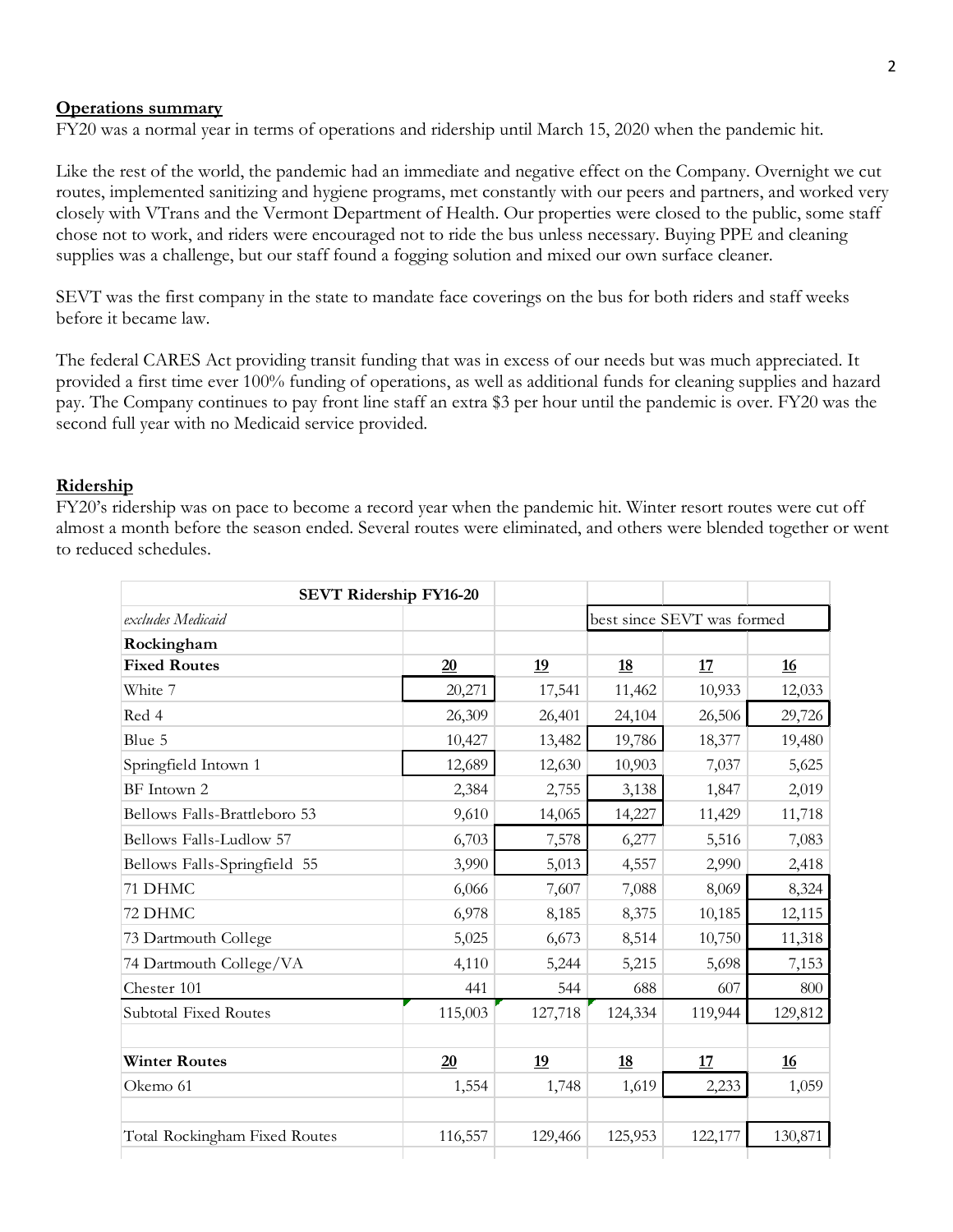## Operations summary

FY20 was a normal year in terms of operations and ridership until March 15, 2020 when the pandemic hit.

Like the rest of the world, the pandemic had an immediate and negative effect on the Company. Overnight we cut routes, implemented sanitizing and hygiene programs, met constantly with our peers and partners, and worked very closely with VTrans and the Vermont Department of Health. Our properties were closed to the public, some staff chose not to work, and riders were encouraged not to ride the bus unless necessary. Buying PPE and cleaning supplies was a challenge, but our staff found a fogging solution and mixed our own surface cleaner.

SEVT was the first company in the state to mandate face coverings on the bus for both riders and staff weeks before it became law.

The federal CARES Act providing transit funding that was in excess of our needs but was much appreciated. It provided a first time ever 100% funding of operations, as well as additional funds for cleaning supplies and hazard pay. The Company continues to pay front line staff an extra $3 per hour until the pandemic is over. FY20 was the second full year with no Medicaid service provided.

## Ridership

FY20's ridership was on pace to become a record year when the pandemic hit. Winter resort routes were cut off almost a month before the season ended. Several routes were eliminated, and others were blended together or went to reduced schedules.

| **SEVT Ridership FY16-20** | | | | | |
|---|---|---|---|---|---|
| *excludes Medicaid* | | | best since SEVT was formed | | |
| **Rockingham** | | | | | |
| **Fixed Routes** | **20** | **19** | **18** | **17** | **16** |
| White 7 | 20,271 | 17,541 | 11,462 | 10,933 | 12,033 |
| Red 4 | 26,309 | 26,401 | 24,104 | 26,506 | 29,726 |
| Blue 5 | 10,427 | 13,482 | 19,786 | 18,377 | 19,480 |
| Springfield Intown 1 | 12,689 | 12,630 | 10,903 | 7,037 | 5,625 |
| BF Intown 2 | 2,384 | 2,755 | 3,138 | 1,847 | 2,019 |
| Bellows Falls-Brattleboro 53 | 9,610 | 14,065 | 14,227 | 11,429 | 11,718 |
| Bellows Falls-Ludlow 57 | 6,703 | 7,578 | 6,277 | 5,516 | 7,083 |
| Bellows Falls-Springfield 55 | 3,990 | 5,013 | 4,557 | 2,990 | 2,418 |
| 71 DHMC | 6,066 | 7,607 | 7,088 | 8,069 | 8,324 |
| 72 DHMC | 6,978 | 8,185 | 8,375 | 10,185 | 12,115 |
| 73 Dartmouth College | 5,025 | 6,673 | 8,514 | 10,750 | 11,318 |
| 74 Dartmouth College/VA | 4,110 | 5,244 | 5,215 | 5,698 | 7,153 |
| Chester 101 | 441 | 544 | 688 | 607 | 800 |
| Subtotal Fixed Routes | 115,003 | 127,718 | 124,334 | 119,944 | 129,812 |
| | | | | | |
| **Winter Routes** | **20** | **19** | **18** | **17** | **16** |
| Okemo 61 | 1,554 | 1,748 | 1,619 | 2,233 | 1,059 |
| | | | | | |
| Total Rockingham Fixed Routes | 116,557 | 129,466 | 125,953 | 122,177 | 130,871 |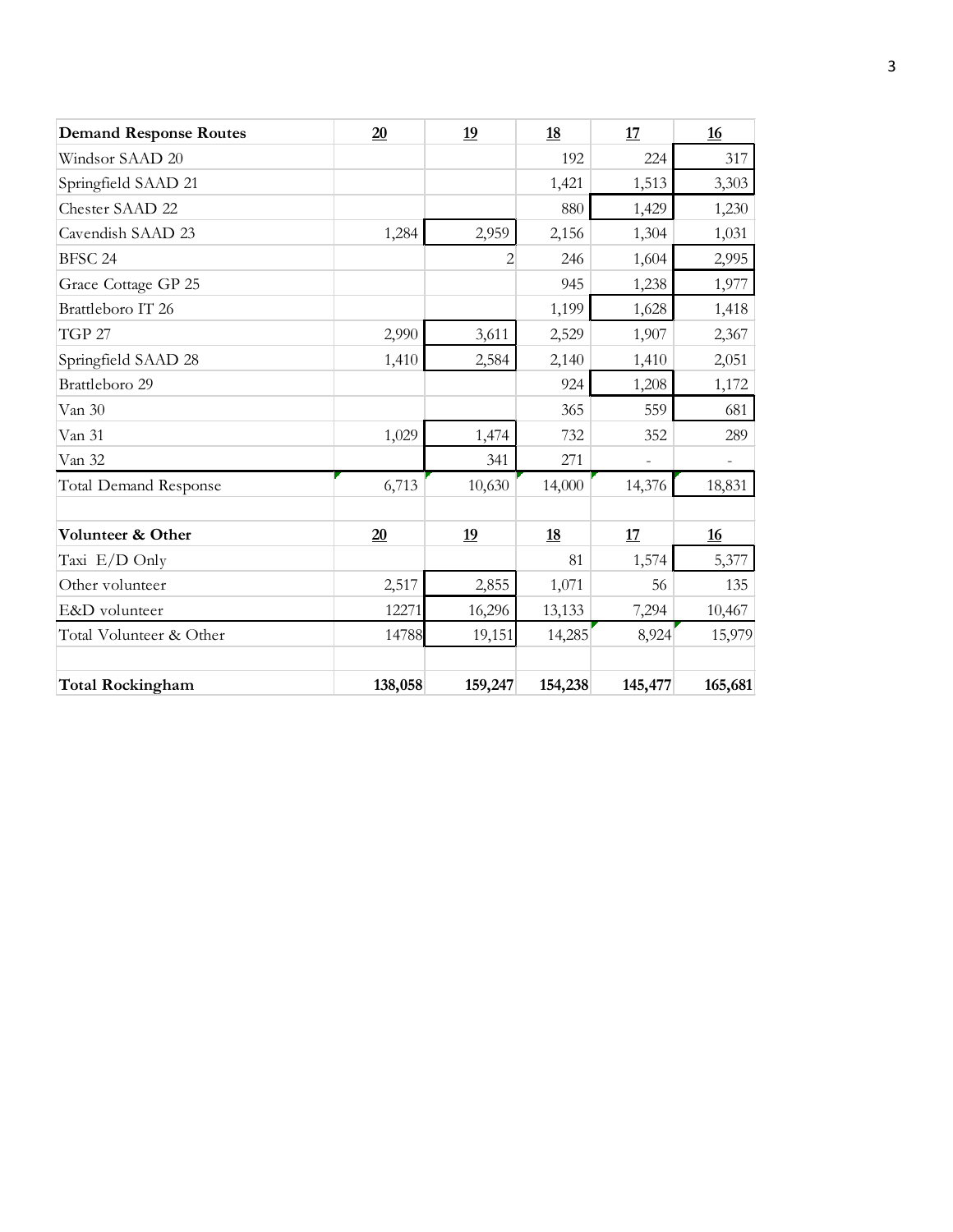| Demand Response Routes | 20 | 19 | 18 | 17 | 16 |
|---|---|---|---|---|---|
| Windsor SAAD 20 | | | 192 | 224 | 317 |
| Springfield SAAD 21 | | | 1,421 | 1,513 | 3,303 |
| Chester SAAD 22 | | | 880 | 1,429 | 1,230 |
| Cavendish SAAD 23 | 1,284 | 2,959 | 2,156 | 1,304 | 1,031 |
| BFSC 24 | | 2 | 246 | 1,604 | 2,995 |
| Grace Cottage GP 25 | | | 945 | 1,238 | 1,977 |
| Brattleboro IT 26 | | | 1,199 | 1,628 | 1,418 |
| TGP 27 | 2,990 | 3,611 | 2,529 | 1,907 | 2,367 |
| Springfield SAAD 28 | 1,410 | 2,584 | 2,140 | 1,410 | 2,051 |
| Brattleboro 29 | | | 924 | 1,208 | 1,172 |
| Van 30 | | | 365 | 559 | 681 |
| Van 31 | 1,029 | 1,474 | 732 | 352 | 289 |
| Van 32 | | 341 | 271 | - | - |
| Total Demand Response | 6,713 | 10,630 | 14,000 | 14,376 | 18,831 |
| | | | | | |
| **Volunteer & Other** | **20** | **19** | **18** | **17** | **16** |
| Taxi E/D Only | | | 81 | 1,574 | 5,377 |
| Other volunteer | 2,517 | 2,855 | 1,071 | 56 | 135 |
| E&D volunteer | 12271 | 16,296 | 13,133 | 7,294 | 10,467 |
| Total Volunteer & Other | 14788 | 19,151 | 14,285 | 8,924 | 15,979 |
| | | | | | |
| **Total Rockingham** | **138,058** | **159,247** | **154,238** | **145,477** | **165,681** |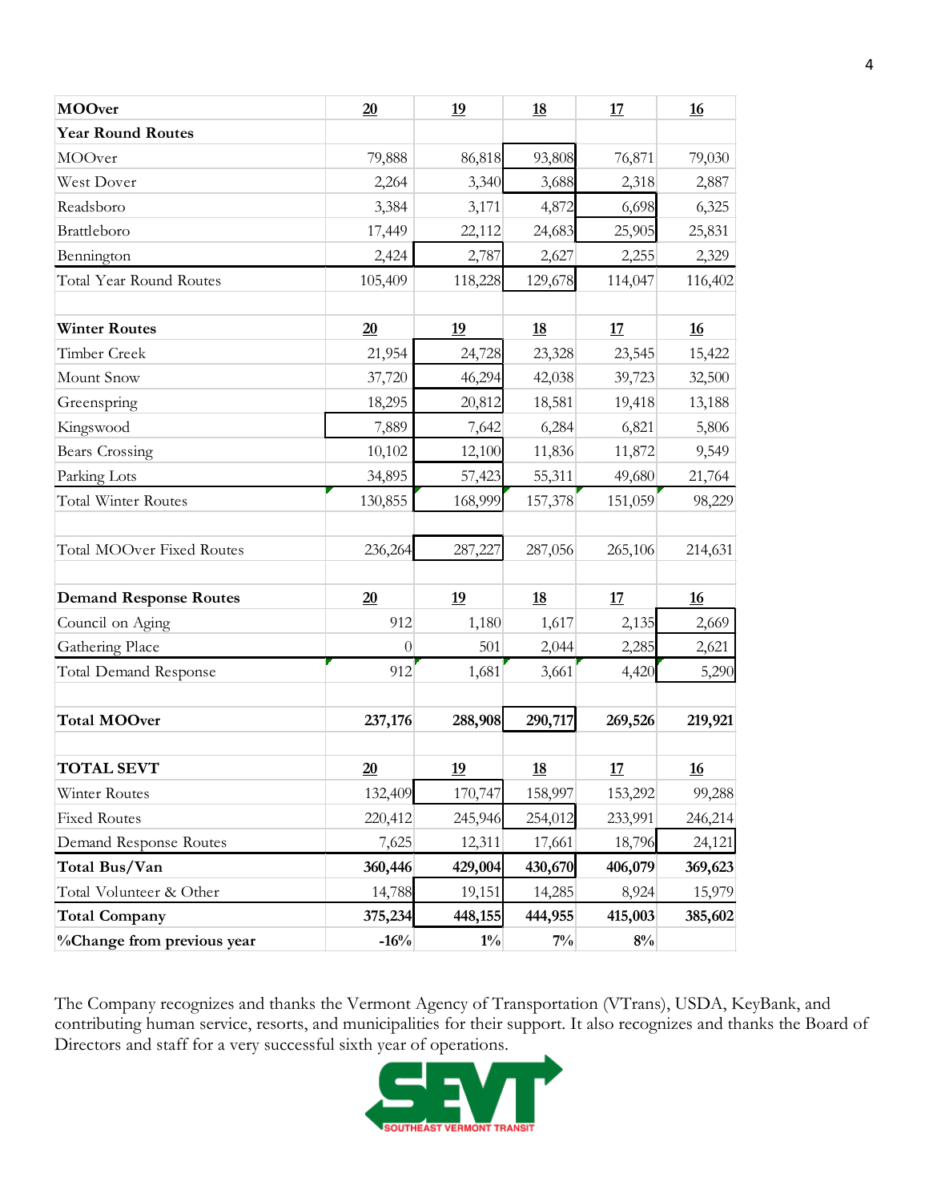| MOOver | 20 | 19 | 18 | 17 | 16 |
|---|---|---|---|---|---|
| **Year Round Routes** | | | | | |
| MOOver | 79,888 | 86,818 | 93,808 | 76,871 | 79,030 |
| West Dover | 2,264 | 3,340 | 3,688 | 2,318 | 2,887 |
| Readsboro | 3,384 | 3,171 | 4,872 | 6,698 | 6,325 |
| Brattleboro | 17,449 | 22,112 | 24,683 | 25,905 | 25,831 |
| Bennington | 2,424 | 2,787 | 2,627 | 2,255 | 2,329 |
| Total Year Round Routes | 105,409 | 118,228 | 129,678 | 114,047 | 116,402 |
| | | | | | |
| **Winter Routes** | **20** | **19** | **18** | **17** | **16** |
| Timber Creek | 21,954 | 24,728 | 23,328 | 23,545 | 15,422 |
| Mount Snow | 37,720 | 46,294 | 42,038 | 39,723 | 32,500 |
| Greenspring | 18,295 | 20,812 | 18,581 | 19,418 | 13,188 |
| Kingswood | 7,889 | 7,642 | 6,284 | 6,821 | 5,806 |
| Bears Crossing | 10,102 | 12,100 | 11,836 | 11,872 | 9,549 |
| Parking Lots | 34,895 | 57,423 | 55,311 | 49,680 | 21,764 |
| Total Winter Routes | 130,855 | 168,999 | 157,378 | 151,059 | 98,229 |
| | | | | | |
| Total MOOver Fixed Routes | 236,264 | 287,227 | 287,056 | 265,106 | 214,631 |
| | | | | | |
| **Demand Response Routes** | **20** | **19** | **18** | **17** | **16** |
| Council on Aging | 912 | 1,180 | 1,617 | 2,135 | 2,669 |
| Gathering Place | 0 | 501 | 2,044 | 2,285 | 2,621 |
| Total Demand Response | 912 | 1,681 | 3,661 | 4,420 | 5,290 |
| | | | | | |
| **Total MOOver** | **237,176** | **288,908** | **290,717** | **269,526** | **219,921** |
| | | | | | |
| **TOTAL SEVT** | **20** | **19** | **18** | **17** | **16** |
| Winter Routes | 132,409 | 170,747 | 158,997 | 153,292 | 99,288 |
| Fixed Routes | 220,412 | 245,946 | 254,012 | 233,991 | 246,214 |
| Demand Response Routes | 7,625 | 12,311 | 17,661 | 18,796 | 24,121 |
| **Total Bus/Van** | **360,446** | **429,004** | **430,670** | **406,079** | **369,623** |
| Total Volunteer & Other | 14,788 | 19,151 | 14,285 | 8,924 | 15,979 |
| **Total Company** | **375,234** | **448,155** | **444,955** | **415,003** | **385,602** |
| **%Change from previous year** | **-16%** | **1%** | **7%** | **8%** | |

The Company recognizes and thanks the Vermont Agency of Transportation (VTrans), USDA, KeyBank, and contributing human service, resorts, and municipalities for their support. It also recognizes and thanks the Board of Directors and staff for a very successful sixth year of operations.

SEVT SOUTHEAST VERMONT TRANSIT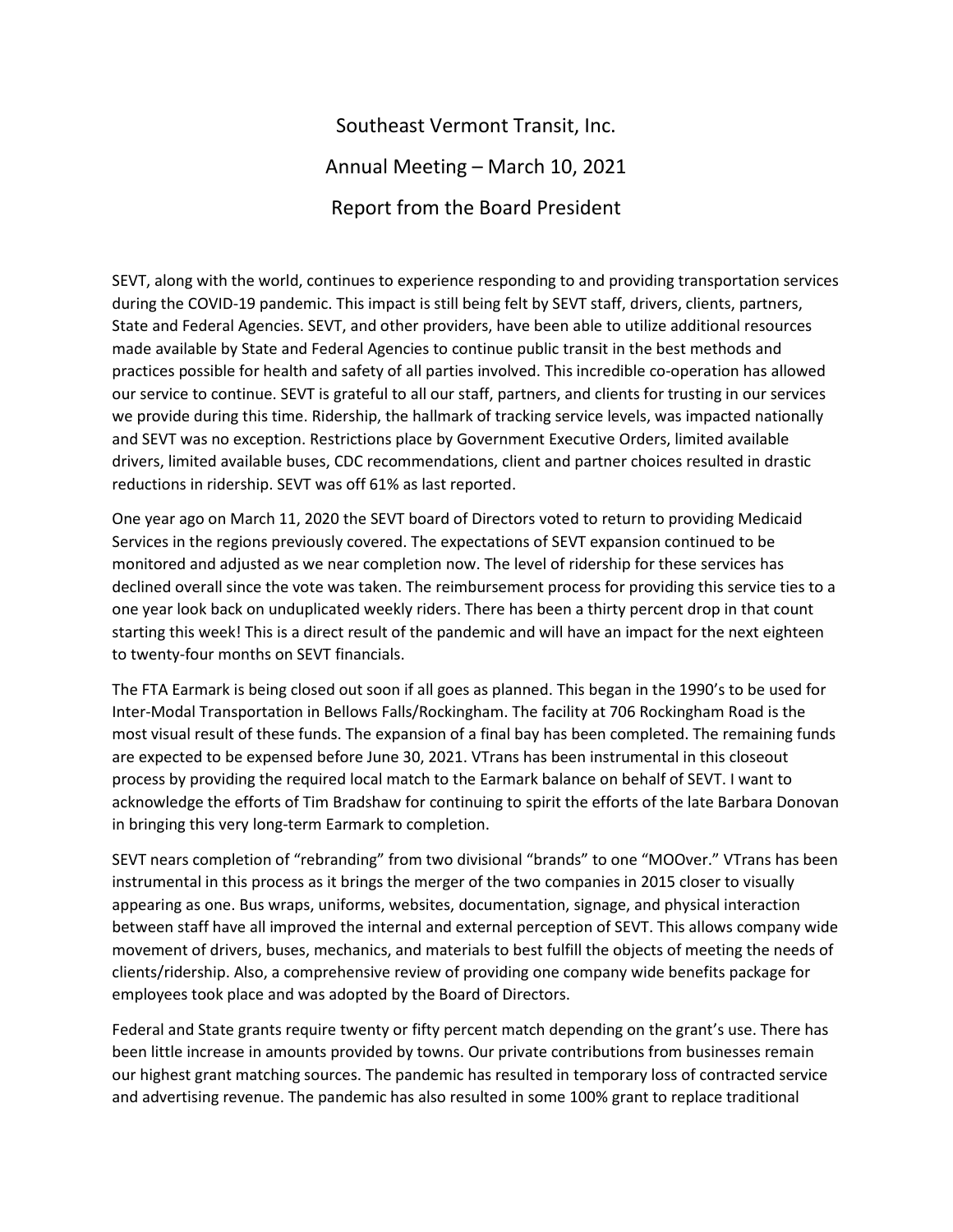# Southeast Vermont Transit, Inc.

## Annual Meeting – March 10, 2021

## Report from the Board President

SEVT, along with the world, continues to experience responding to and providing transportation services during the COVID-19 pandemic. This impact is still being felt by SEVT staff, drivers, clients, partners, State and Federal Agencies. SEVT, and other providers, have been able to utilize additional resources made available by State and Federal Agencies to continue public transit in the best methods and practices possible for health and safety of all parties involved. This incredible co-operation has allowed our service to continue. SEVT is grateful to all our staff, partners, and clients for trusting in our services we provide during this time. Ridership, the hallmark of tracking service levels, was impacted nationally and SEVT was no exception. Restrictions place by Government Executive Orders, limited available drivers, limited available buses, CDC recommendations, client and partner choices resulted in drastic reductions in ridership. SEVT was off 61% as last reported.

One year ago on March 11, 2020 the SEVT board of Directors voted to return to providing Medicaid Services in the regions previously covered. The expectations of SEVT expansion continued to be monitored and adjusted as we near completion now. The level of ridership for these services has declined overall since the vote was taken. The reimbursement process for providing this service ties to a one year look back on unduplicated weekly riders. There has been a thirty percent drop in that count starting this week! This is a direct result of the pandemic and will have an impact for the next eighteen to twenty-four months on SEVT financials.

The FTA Earmark is being closed out soon if all goes as planned. This began in the 1990's to be used for Inter-Modal Transportation in Bellows Falls/Rockingham. The facility at 706 Rockingham Road is the most visual result of these funds. The expansion of a final bay has been completed. The remaining funds are expected to be expensed before June 30, 2021. VTrans has been instrumental in this closeout process by providing the required local match to the Earmark balance on behalf of SEVT. I want to acknowledge the efforts of Tim Bradshaw for continuing to spirit the efforts of the late Barbara Donovan in bringing this very long-term Earmark to completion.

SEVT nears completion of "rebranding" from two divisional "brands" to one "MOOver." VTrans has been instrumental in this process as it brings the merger of the two companies in 2015 closer to visually appearing as one. Bus wraps, uniforms, websites, documentation, signage, and physical interaction between staff have all improved the internal and external perception of SEVT. This allows company wide movement of drivers, buses, mechanics, and materials to best fulfill the objects of meeting the needs of clients/ridership. Also, a comprehensive review of providing one company wide benefits package for employees took place and was adopted by the Board of Directors.

Federal and State grants require twenty or fifty percent match depending on the grant's use. There has been little increase in amounts provided by towns. Our private contributions from businesses remain our highest grant matching sources. The pandemic has resulted in temporary loss of contracted service and advertising revenue. The pandemic has also resulted in some 100% grant to replace traditional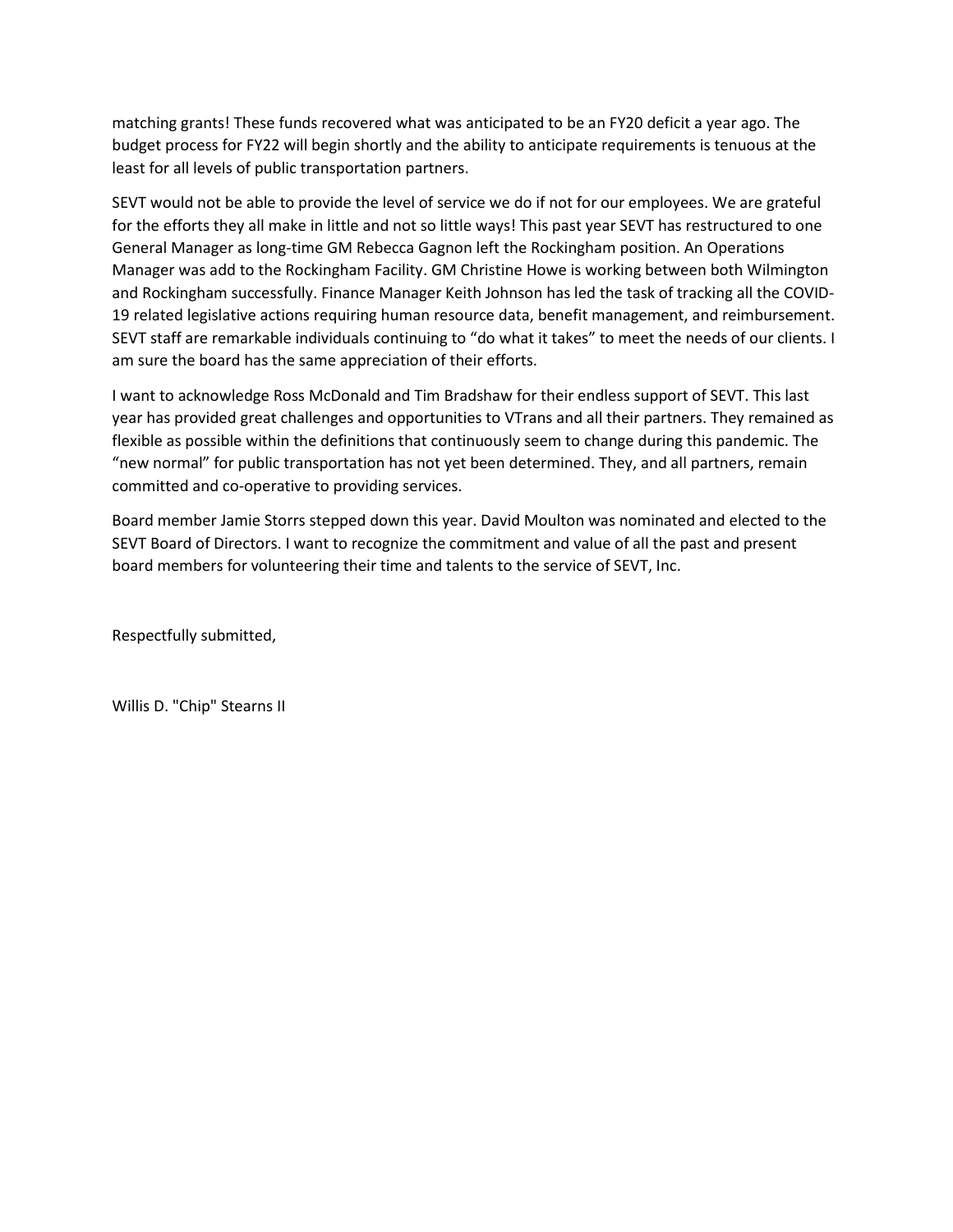matching grants! These funds recovered what was anticipated to be an FY20 deficit a year ago. The budget process for FY22 will begin shortly and the ability to anticipate requirements is tenuous at the least for all levels of public transportation partners.

SEVT would not be able to provide the level of service we do if not for our employees. We are grateful for the efforts they all make in little and not so little ways! This past year SEVT has restructured to one General Manager as long-time GM Rebecca Gagnon left the Rockingham position. An Operations Manager was add to the Rockingham Facility. GM Christine Howe is working between both Wilmington and Rockingham successfully. Finance Manager Keith Johnson has led the task of tracking all the COVID-19 related legislative actions requiring human resource data, benefit management, and reimbursement. SEVT staff are remarkable individuals continuing to "do what it takes" to meet the needs of our clients. I am sure the board has the same appreciation of their efforts.

I want to acknowledge Ross McDonald and Tim Bradshaw for their endless support of SEVT. This last year has provided great challenges and opportunities to VTrans and all their partners. They remained as flexible as possible within the definitions that continuously seem to change during this pandemic. The "new normal" for public transportation has not yet been determined. They, and all partners, remain committed and co-operative to providing services.

Board member Jamie Storrs stepped down this year. David Moulton was nominated and elected to the SEVT Board of Directors. I want to recognize the commitment and value of all the past and present board members for volunteering their time and talents to the service of SEVT, Inc.

Respectfully submitted,

Willis D. "Chip" Stearns II